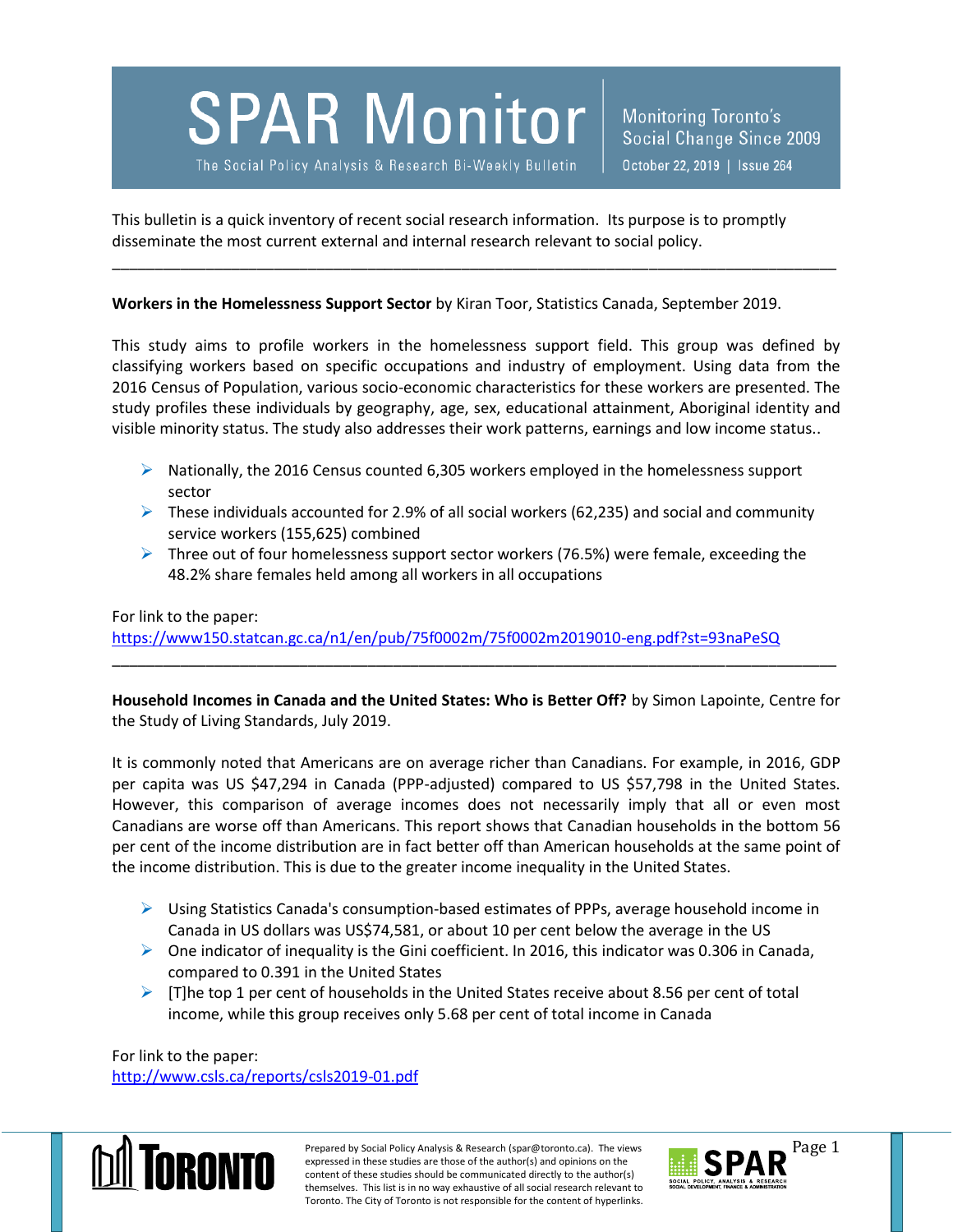# SPAR Monitor

The Social Policy Analysis & Research Bi-Weekly Bulletin

Monitoring Toronto's Social Change Since 2009

October 22, 2019 | Issue 264

This bulletin is a quick inventory of recent social research information. Its purpose is to promptly disseminate the most current external and internal research relevant to social policy.

---

**Workers in the Homelessness Support Sector** by Kiran Toor, Statistics Canada, September 2019.

This study aims to profile workers in the homelessness support field. This group was defined by classifying workers based on specific occupations and industry of employment. Using data from the 2016 Census of Population, various socio-economic characteristics for these workers are presented. The study profiles these individuals by geography, age, sex, educational attainment, Aboriginal identity and visible minority status. The study also addresses their work patterns, earnings and low income status..

- Nationally, the 2016 Census counted 6,305 workers employed in the homelessness support sector
- These individuals accounted for 2.9% of all social workers (62,235) and social and community service workers (155,625) combined
- Three out of four homelessness support sector workers (76.5%) were female, exceeding the 48.2% share females held among all workers in all occupations

For link to the paper:
https://www150.statcan.gc.ca/n1/en/pub/75f0002m/75f0002m2019010-eng.pdf?st=93naPeSQ

---

**Household Incomes in Canada and the United States: Who is Better Off?** by Simon Lapointe, Centre for the Study of Living Standards, July 2019.

It is commonly noted that Americans are on average richer than Canadians. For example, in 2016, GDP per capita was US $47,294 in Canada (PPP-adjusted) compared to US $57,798 in the United States. However, this comparison of average incomes does not necessarily imply that all or even most Canadians are worse off than Americans. This report shows that Canadian households in the bottom 56 per cent of the income distribution are in fact better off than American households at the same point of the income distribution. This is due to the greater income inequality in the United States.

- Using Statistics Canada's consumption-based estimates of PPPs, average household income in Canada in US dollars was US$74,581, or about 10 per cent below the average in the US
- One indicator of inequality is the Gini coefficient. In 2016, this indicator was 0.306 in Canada, compared to 0.391 in the United States
- [T]he top 1 per cent of households in the United States receive about 8.56 per cent of total income, while this group receives only 5.68 per cent of total income in Canada

For link to the paper:
http://www.csls.ca/reports/csls2019-01.pdf

Prepared by Social Policy Analysis & Research (spar@toronto.ca). The views expressed in these studies are those of the author(s) and opinions on the content of these studies should be communicated directly to the author(s) themselves. This list is in no way exhaustive of all social research relevant to Toronto. The City of Toronto is not responsible for the content of hyperlinks.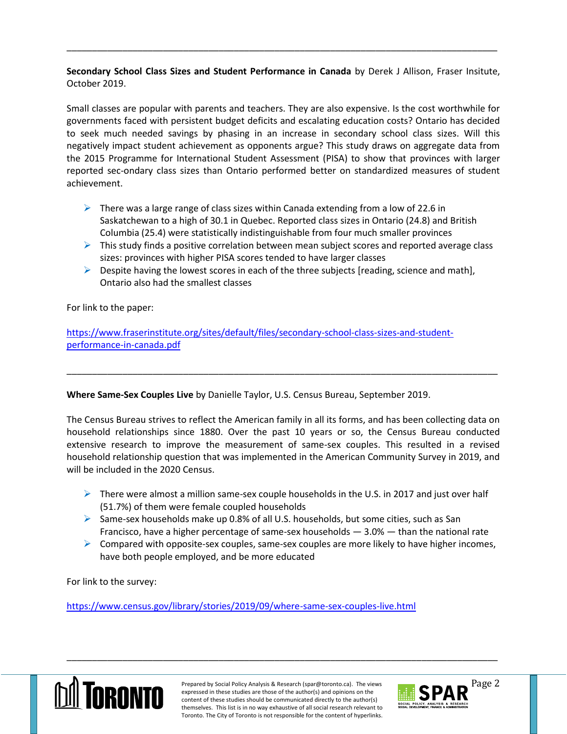---

**Secondary School Class Sizes and Student Performance in Canada** by Derek J Allison, Fraser Insitute, October 2019.

Small classes are popular with parents and teachers. They are also expensive. Is the cost worthwhile for governments faced with persistent budget deficits and escalating education costs? Ontario has decided to seek much needed savings by phasing in an increase in secondary school class sizes. Will this negatively impact student achievement as opponents argue? This study draws on aggregate data from the 2015 Programme for International Student Assessment (PISA) to show that provinces with larger reported sec-ondary class sizes than Ontario performed better on standardized measures of student achievement.

- There was a large range of class sizes within Canada extending from a low of 22.6 in Saskatchewan to a high of 30.1 in Quebec. Reported class sizes in Ontario (24.8) and British Columbia (25.4) were statistically indistinguishable from four much smaller provinces
- This study finds a positive correlation between mean subject scores and reported average class sizes: provinces with higher PISA scores tended to have larger classes
- Despite having the lowest scores in each of the three subjects [reading, science and math], Ontario also had the smallest classes

For link to the paper:

https://www.fraserinstitute.org/sites/default/files/secondary-school-class-sizes-and-student-performance-in-canada.pdf

---

**Where Same-Sex Couples Live** by Danielle Taylor, U.S. Census Bureau, September 2019.

The Census Bureau strives to reflect the American family in all its forms, and has been collecting data on household relationships since 1880. Over the past 10 years or so, the Census Bureau conducted extensive research to improve the measurement of same-sex couples. This resulted in a revised household relationship question that was implemented in the American Community Survey in 2019, and will be included in the 2020 Census.

- There were almost a million same-sex couple households in the U.S. in 2017 and just over half (51.7%) of them were female coupled households
- Same-sex households make up 0.8% of all U.S. households, but some cities, such as San Francisco, have a higher percentage of same-sex households — 3.0% — than the national rate
- Compared with opposite-sex couples, same-sex couples are more likely to have higher incomes, have both people employed, and be more educated

For link to the survey:

https://www.census.gov/library/stories/2019/09/where-same-sex-couples-live.html

---

Prepared by Social Policy Analysis & Research (spar@toronto.ca). The views expressed in these studies are those of the author(s) and opinions on the content of these studies should be communicated directly to the author(s) themselves. This list is in no way exhaustive of all social research relevant to Toronto. The City of Toronto is not responsible for the content of hyperlinks.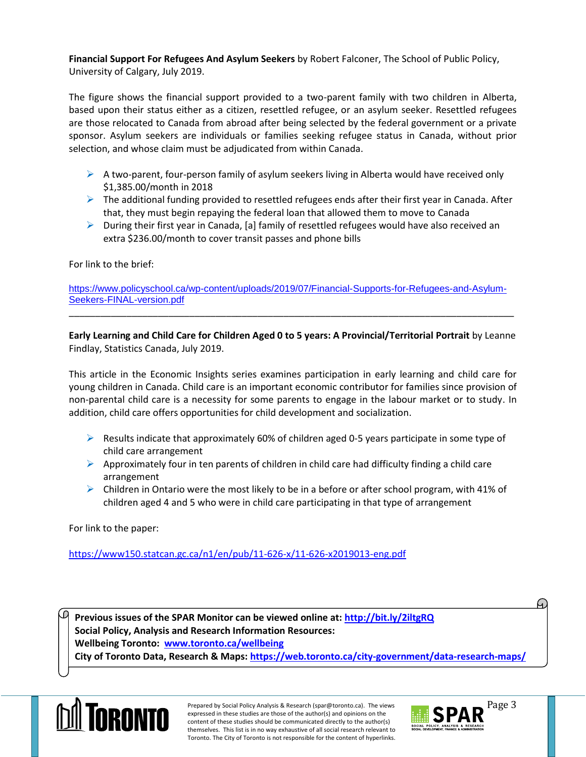**Financial Support For Refugees And Asylum Seekers** by Robert Falconer, The School of Public Policy, University of Calgary, July 2019.

The figure shows the financial support provided to a two-parent family with two children in Alberta, based upon their status either as a citizen, resettled refugee, or an asylum seeker. Resettled refugees are those relocated to Canada from abroad after being selected by the federal government or a private sponsor. Asylum seekers are individuals or families seeking refugee status in Canada, without prior selection, and whose claim must be adjudicated from within Canada.

- A two-parent, four-person family of asylum seekers living in Alberta would have received only $1,385.00/month in 2018
- The additional funding provided to resettled refugees ends after their first year in Canada. After that, they must begin repaying the federal loan that allowed them to move to Canada
- During their first year in Canada, [a] family of resettled refugees would have also received an extra $236.00/month to cover transit passes and phone bills

For link to the brief:

https://www.policyschool.ca/wp-content/uploads/2019/07/Financial-Supports-for-Refugees-and-Asylum-Seekers-FINAL-version.pdf

---

**Early Learning and Child Care for Children Aged 0 to 5 years: A Provincial/Territorial Portrait** by Leanne Findlay, Statistics Canada, July 2019.

This article in the Economic Insights series examines participation in early learning and child care for young children in Canada. Child care is an important economic contributor for families since provision of non-parental child care is a necessity for some parents to engage in the labour market or to study. In addition, child care offers opportunities for child development and socialization.

- Results indicate that approximately 60% of children aged 0-5 years participate in some type of child care arrangement
- Approximately four in ten parents of children in child care had difficulty finding a child care arrangement
- Children in Ontario were the most likely to be in a before or after school program, with 41% of children aged 4 and 5 who were in child care participating in that type of arrangement

For link to the paper:

https://www150.statcan.gc.ca/n1/en/pub/11-626-x/11-626-x2019013-eng.pdf

**Previous issues of the SPAR Monitor can be viewed online at: http://bit.ly/2iltgRQ**
**Social Policy, Analysis and Research Information Resources:**
**Wellbeing Toronto: www.toronto.ca/wellbeing**
**City of Toronto Data, Research & Maps: https://web.toronto.ca/city-government/data-research-maps/**

Prepared by Social Policy Analysis & Research (spar@toronto.ca). The views expressed in these studies are those of the author(s) and opinions on the content of these studies should be communicated directly to the author(s) themselves. This list is in no way exhaustive of all social research relevant to Toronto. The City of Toronto is not responsible for the content of hyperlinks.